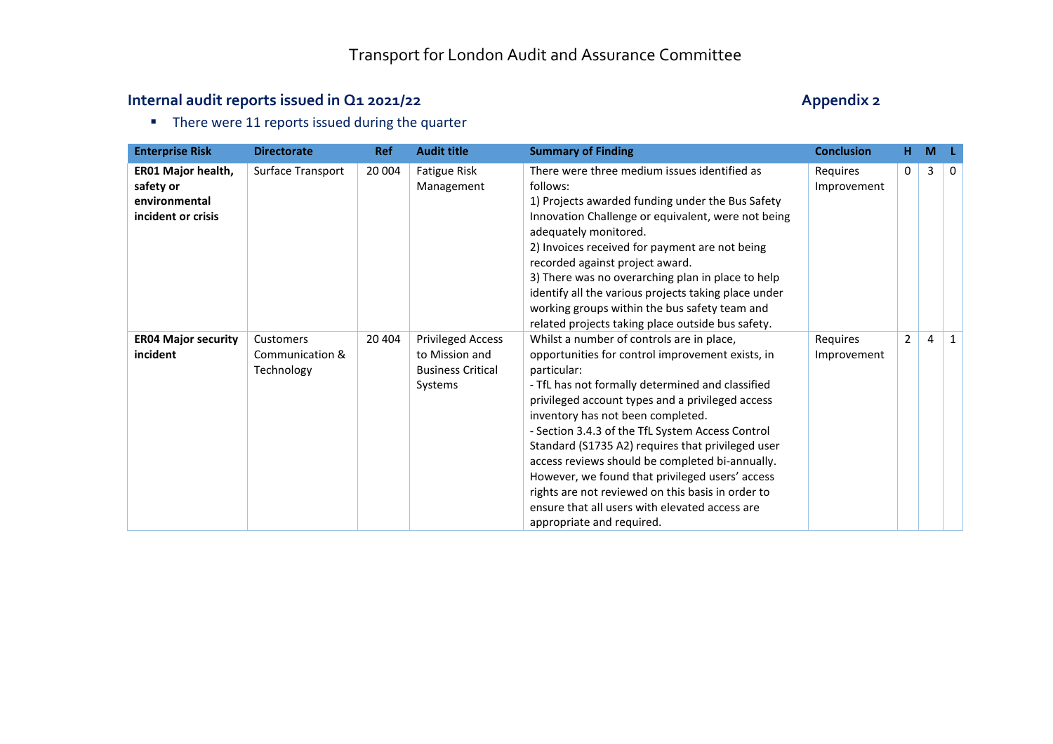# Transport for London Audit and Assurance Committee

## Internal audit reports issued in Q1 2021/22

**Appendix 2**

- There were 11 reports issued during the quarter

| Enterprise Risk | Directorate | Ref | Audit title | Summary of Finding | Conclusion | H | M | L |
|---|---|---|---|---|---|---|---|---|
| **ER01 Major health, safety or environmental incident or crisis** | Surface Transport | 20 004 | Fatigue Risk Management | There were three medium issues identified as follows:<br>1) Projects awarded funding under the Bus Safety Innovation Challenge or equivalent, were not being adequately monitored.<br>2) Invoices received for payment are not being recorded against project award.<br>3) There was no overarching plan in place to help identify all the various projects taking place under working groups within the bus safety team and related projects taking place outside bus safety. | Requires Improvement | 0 | 3 | 0 |
| **ER04 Major security incident** | Customers Communication & Technology | 20 404 | Privileged Access to Mission and Business Critical Systems | Whilst a number of controls are in place, opportunities for control improvement exists, in particular:<br>- TfL has not formally determined and classified privileged account types and a privileged access inventory has not been completed.<br>- Section 3.4.3 of the TfL System Access Control Standard (S1735 A2) requires that privileged user access reviews should be completed bi-annually. However, we found that privileged users' access rights are not reviewed on this basis in order to ensure that all users with elevated access are appropriate and required. | Requires Improvement | 2 | 4 | 1 |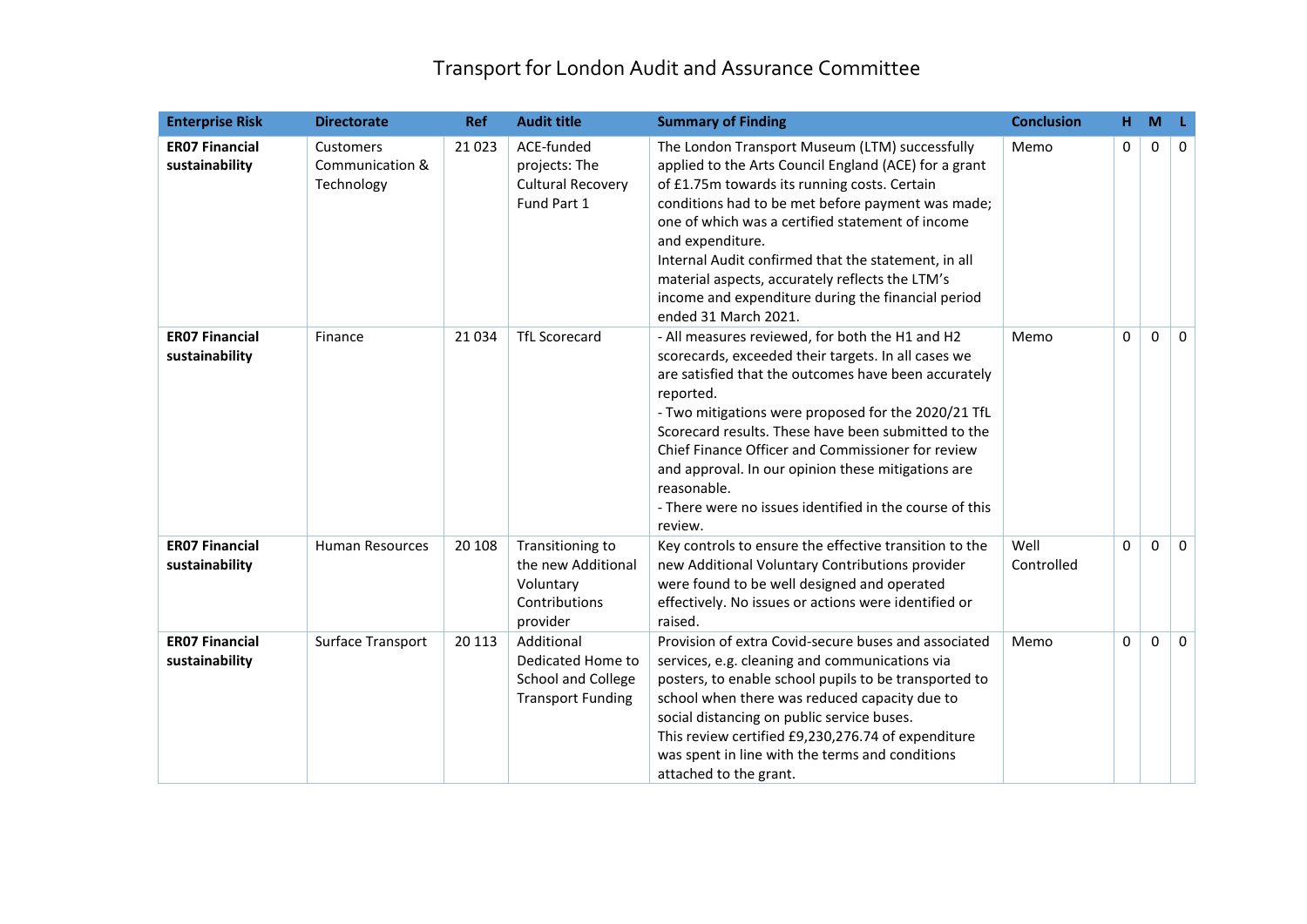# Transport for London Audit and Assurance Committee

| Enterprise Risk | Directorate | Ref | Audit title | Summary of Finding | Conclusion | H | M | L |
|---|---|---|---|---|---|---|---|---|
| **ER07 Financial sustainability** | Customers Communication & Technology | 21 023 | ACE-funded projects: The Cultural Recovery Fund Part 1 | The London Transport Museum (LTM) successfully applied to the Arts Council England (ACE) for a grant of £1.75m towards its running costs. Certain conditions had to be met before payment was made; one of which was a certified statement of income and expenditure.<br>Internal Audit confirmed that the statement, in all material aspects, accurately reflects the LTM's income and expenditure during the financial period ended 31 March 2021. | Memo | 0 | 0 | 0 |
| **ER07 Financial sustainability** | Finance | 21 034 | TfL Scorecard | - All measures reviewed, for both the H1 and H2 scorecards, exceeded their targets. In all cases we are satisfied that the outcomes have been accurately reported.<br>- Two mitigations were proposed for the 2020/21 TfL Scorecard results. These have been submitted to the Chief Finance Officer and Commissioner for review and approval. In our opinion these mitigations are reasonable.<br>- There were no issues identified in the course of this review. | Memo | 0 | 0 | 0 |
| **ER07 Financial sustainability** | Human Resources | 20 108 | Transitioning to the new Additional Voluntary Contributions provider | Key controls to ensure the effective transition to the new Additional Voluntary Contributions provider were found to be well designed and operated effectively. No issues or actions were identified or raised. | Well Controlled | 0 | 0 | 0 |
| **ER07 Financial sustainability** | Surface Transport | 20 113 | Additional Dedicated Home to School and College Transport Funding | Provision of extra Covid-secure buses and associated services, e.g. cleaning and communications via posters, to enable school pupils to be transported to school when there was reduced capacity due to social distancing on public service buses.<br>This review certified £9,230,276.74 of expenditure was spent in line with the terms and conditions attached to the grant. | Memo | 0 | 0 | 0 |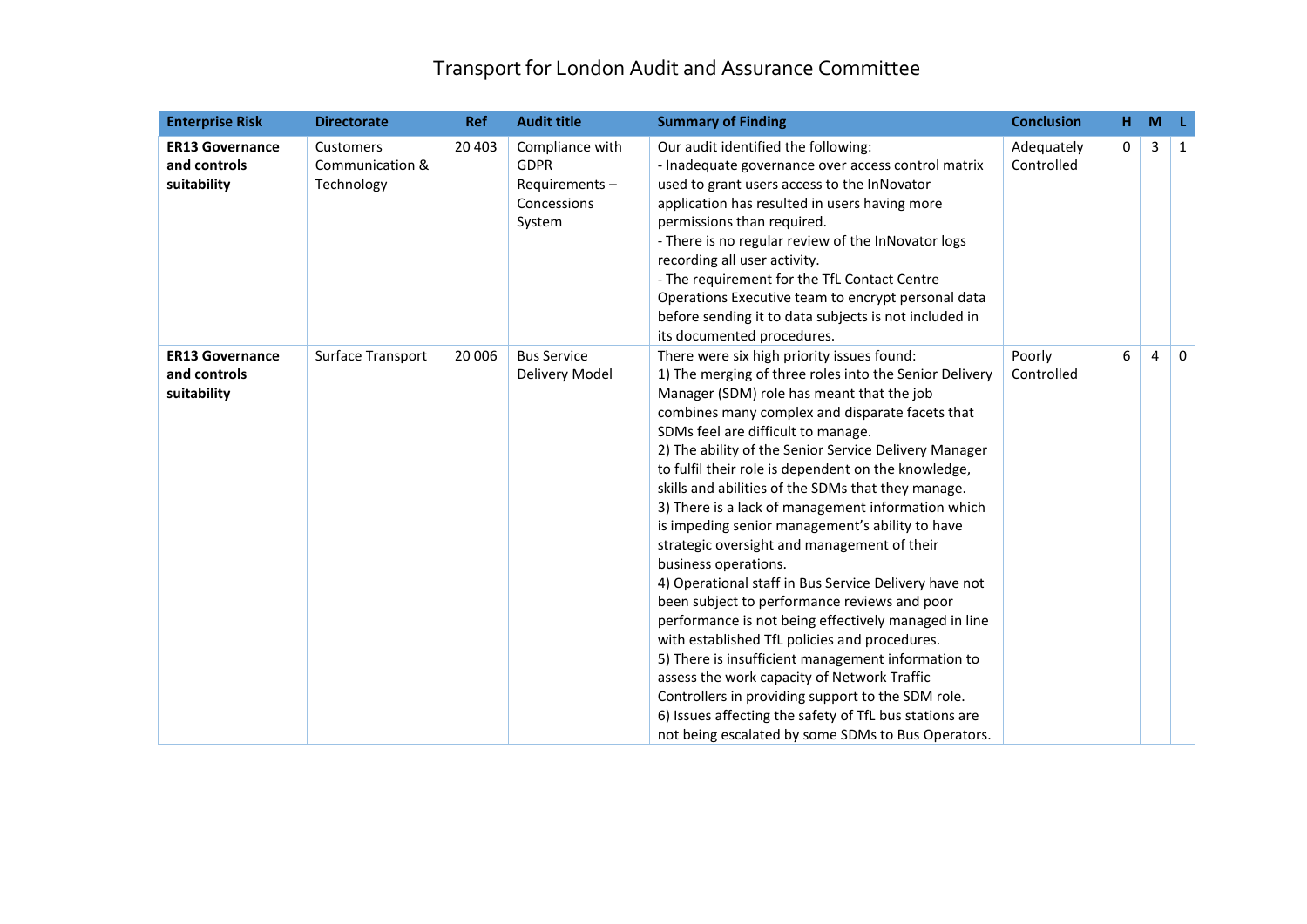# Transport for London Audit and Assurance Committee

| Enterprise Risk | Directorate | Ref | Audit title | Summary of Finding | Conclusion | H | M | L |
|---|---|---|---|---|---|---|---|---|
| **ER13 Governance and controls suitability** | Customers Communication & Technology | 20 403 | Compliance with GDPR Requirements – Concessions System | Our audit identified the following:<br>- Inadequate governance over access control matrix used to grant users access to the InNovator application has resulted in users having more permissions than required.<br>- There is no regular review of the InNovator logs recording all user activity.<br>- The requirement for the TfL Contact Centre Operations Executive team to encrypt personal data before sending it to data subjects is not included in its documented procedures. | Adequately Controlled | 0 | 3 | 1 |
| **ER13 Governance and controls suitability** | Surface Transport | 20 006 | Bus Service Delivery Model | There were six high priority issues found:<br>1) The merging of three roles into the Senior Delivery Manager (SDM) role has meant that the job combines many complex and disparate facets that SDMs feel are difficult to manage.<br>2) The ability of the Senior Service Delivery Manager to fulfil their role is dependent on the knowledge, skills and abilities of the SDMs that they manage.<br>3) There is a lack of management information which is impeding senior management's ability to have strategic oversight and management of their business operations.<br>4) Operational staff in Bus Service Delivery have not been subject to performance reviews and poor performance is not being effectively managed in line with established TfL policies and procedures.<br>5) There is insufficient management information to assess the work capacity of Network Traffic Controllers in providing support to the SDM role.<br>6) Issues affecting the safety of TfL bus stations are not being escalated by some SDMs to Bus Operators. | Poorly Controlled | 6 | 4 | 0 |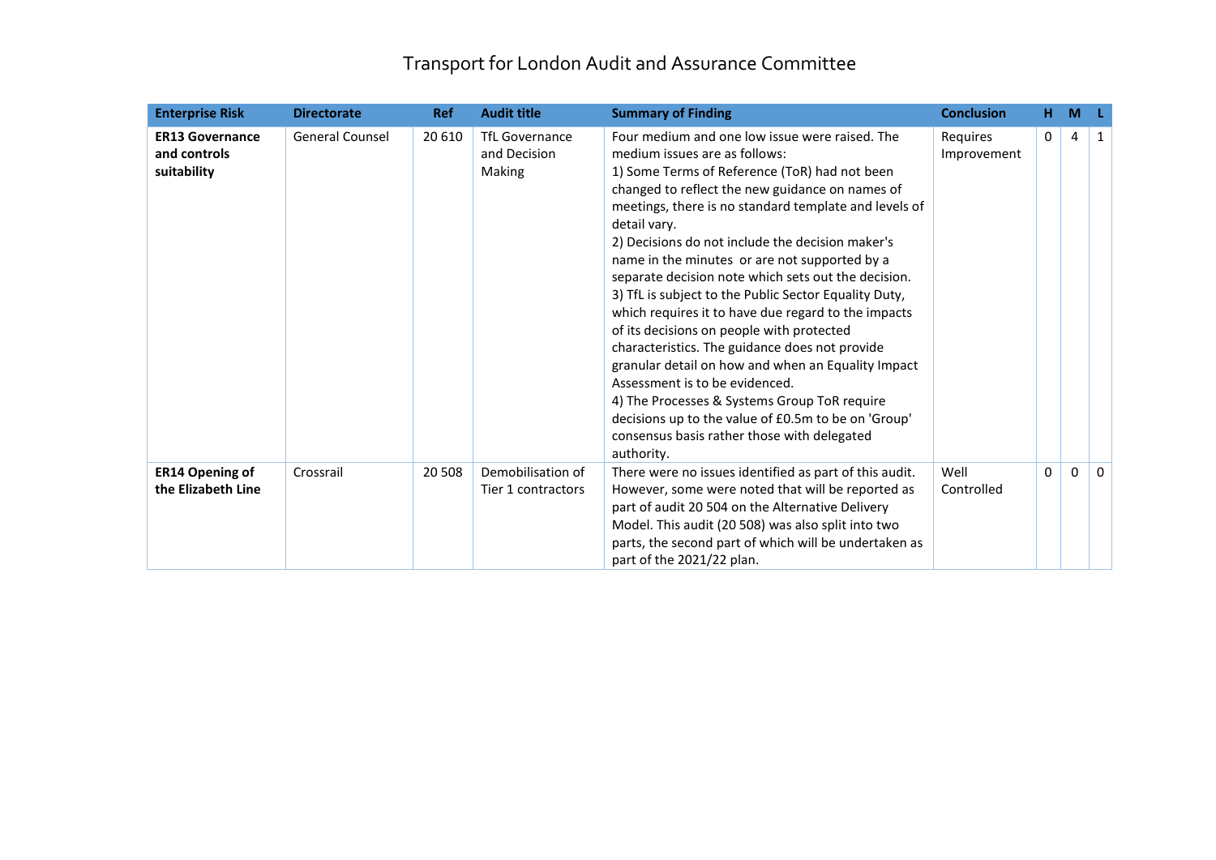# Transport for London Audit and Assurance Committee

| Enterprise Risk | Directorate | Ref | Audit title | Summary of Finding | Conclusion | H | M | L |
|---|---|---|---|---|---|---|---|---|
| **ER13 Governance and controls suitability** | General Counsel | 20 610 | TfL Governance and Decision Making | Four medium and one low issue were raised. The medium issues are as follows:<br>1) Some Terms of Reference (ToR) had not been changed to reflect the new guidance on names of meetings, there is no standard template and levels of detail vary.<br>2) Decisions do not include the decision maker's name in the minutes or are not supported by a separate decision note which sets out the decision.<br>3) TfL is subject to the Public Sector Equality Duty, which requires it to have due regard to the impacts of its decisions on people with protected characteristics. The guidance does not provide granular detail on how and when an Equality Impact Assessment is to be evidenced.<br>4) The Processes & Systems Group ToR require decisions up to the value of £0.5m to be on 'Group' consensus basis rather those with delegated authority. | Requires Improvement | 0 | 4 | 1 |
| **ER14 Opening of the Elizabeth Line** | Crossrail | 20 508 | Demobilisation of Tier 1 contractors | There were no issues identified as part of this audit. However, some were noted that will be reported as part of audit 20 504 on the Alternative Delivery Model. This audit (20 508) was also split into two parts, the second part of which will be undertaken as part of the 2021/22 plan. | Well Controlled | 0 | 0 | 0 |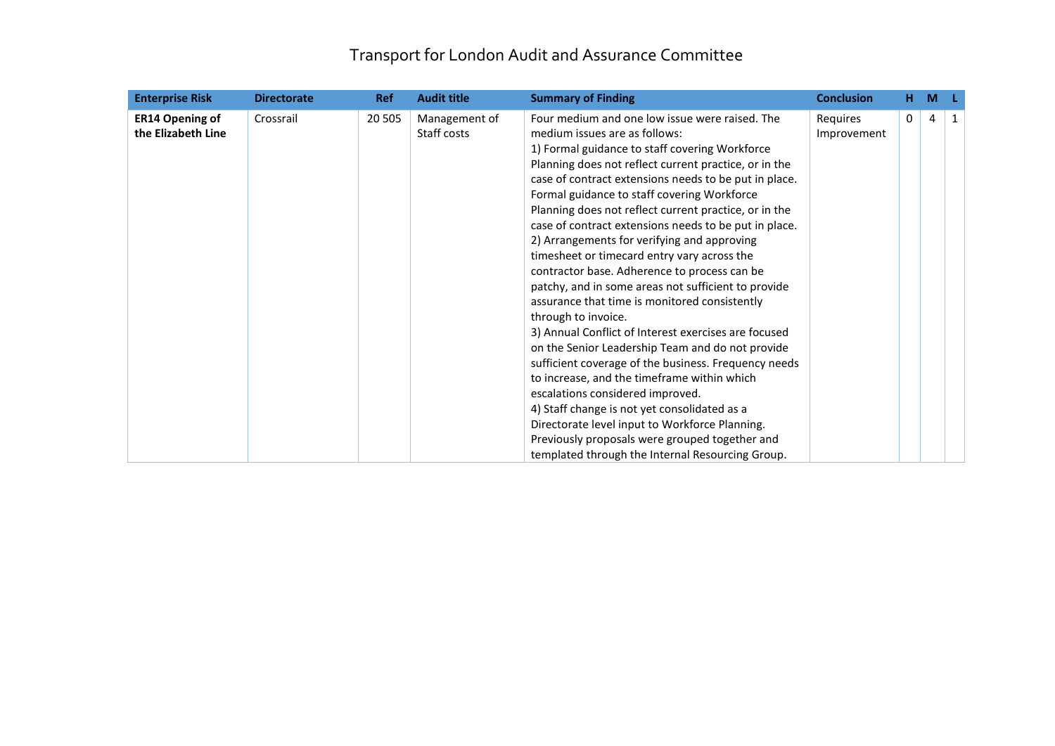# Transport for London Audit and Assurance Committee

| Enterprise Risk | Directorate | Ref | Audit title | Summary of Finding | Conclusion | H | M | L |
|---|---|---|---|---|---|---|---|---|
| **ER14 Opening of the Elizabeth Line** | Crossrail | 20 505 | Management of Staff costs | Four medium and one low issue were raised. The medium issues are as follows:<br>1) Formal guidance to staff covering Workforce Planning does not reflect current practice, or in the case of contract extensions needs to be put in place. Formal guidance to staff covering Workforce Planning does not reflect current practice, or in the case of contract extensions needs to be put in place.<br>2) Arrangements for verifying and approving timesheet or timecard entry vary across the contractor base. Adherence to process can be patchy, and in some areas not sufficient to provide assurance that time is monitored consistently through to invoice.<br>3) Annual Conflict of Interest exercises are focused on the Senior Leadership Team and do not provide sufficient coverage of the business. Frequency needs to increase, and the timeframe within which escalations considered improved.<br>4) Staff change is not yet consolidated as a Directorate level input to Workforce Planning. Previously proposals were grouped together and templated through the Internal Resourcing Group. | Requires Improvement | 0 | 4 | 1 |